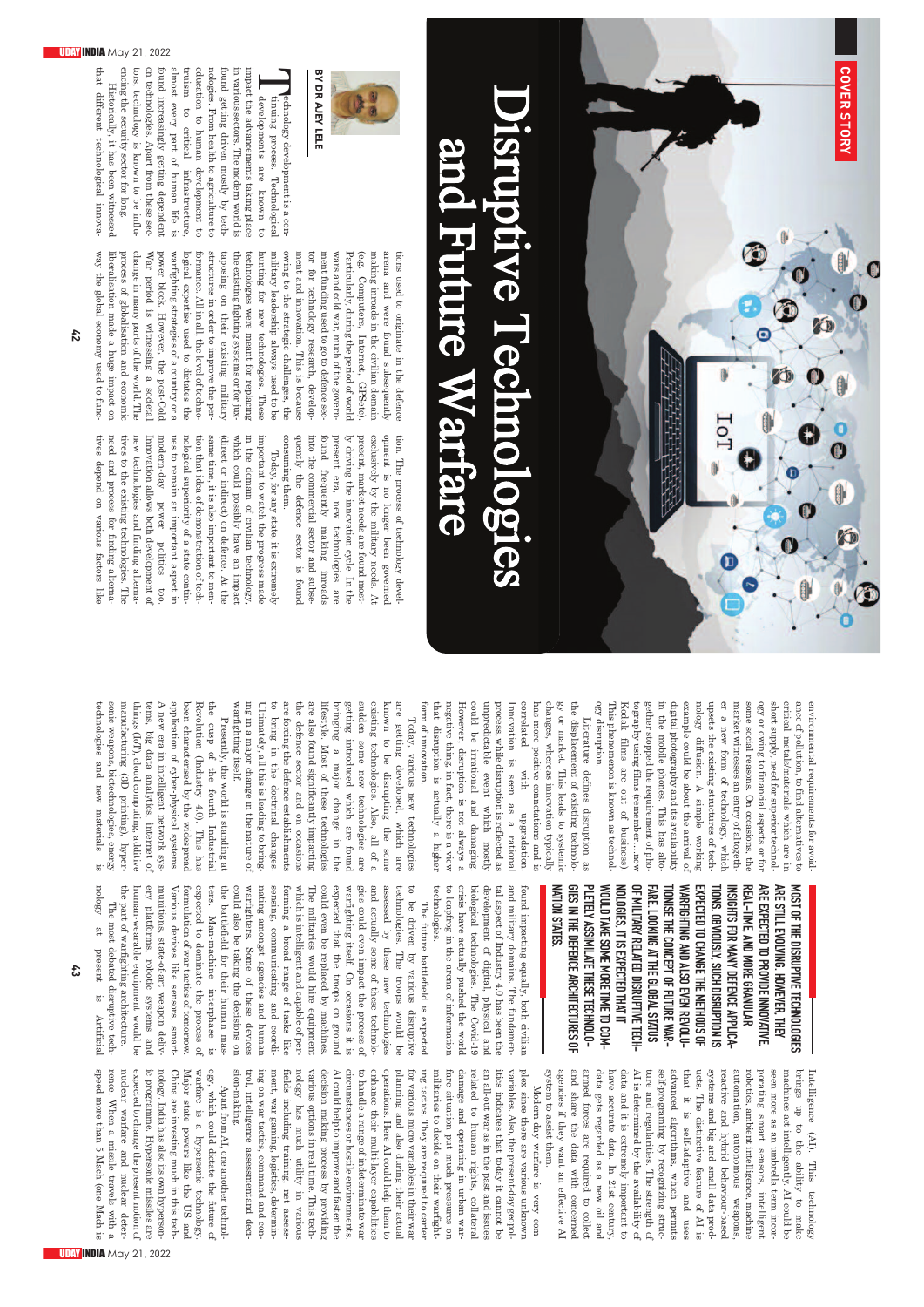COVER STORY

# Disruptive Technologies and Future Warfare

**BY DR AJEY LELE**

Technology development is a continuing process. Technological developments are known to impact the advancements taking place in various sectors. The modern world is found getting driven mostly by technologies. From health to agriculture to education to human development to truism to critical infrastructure, almost every part of human life is found increasingly getting dependent on technologies. Apart from these sectors, technology is known to be influencing the security sector for long.

Historically, it has been witnessed that different technological innovations used to originate in the defence arena and were found subsequently making inroads in the civilian domain (e.g. Computers, Internet, GPSetc). Particularly, during the period of world wars and cold war much of the government funding used to go to defence sector for technology research, development and innovation. This is because owing to the strategic challenges, the military leadership always used to be hunting for new technologies. These technologies were meant for replacing the existing fighting systems or for jaxtaposing on their existing military structures in order to improve the performance. All in all, the level of technological expertise used to dictates the warfighting strategies of a country or a power block. However, the post-Cold War period is witnessing a societal change in many parts of the world. The process of globalisation and economic liberalisation made a huge impact on way the global economy used to function. The process of technology development is no longer been governed exclusively by the military needs. At present, market needs are found mostly driving the innovation cycle. In the present era, new technologies are found frequently making inroads into the commercial sector and subsequently the defence sector is found consuming them.

Today, for any state, it is extremely important to watch the progress made in the domain of civilian technology, which could possibly have an impact (direct or indirect) on defence. At the same time, it is also important to mention that idea of demonstration of technological superiority of a state continues to remain an important aspect in modern-day power politics too. Innovation allows both development of new technologies and finding alternatives to the existing technologies. The need and process for finding alternatives depend on various factors like environmental requirements for avoidance of pollution, to find alternatives to critical metals/materials which are in short supply, need for superior technology or owing to financial aspects or for some social reasons. On occasions, the market witnesses an entry of altogether a new form of technology, which upsets the existing structures of technology diffusion. A simple working example could be about the arrival of digital photography and its availability in the mobile phones. This has altogether stopped the requirement of photography using films (remember….now Kodak films are out of business). This phenomenon is known as technology disruption.

Literature defines disruption as the displacement of existing technology or market. This leads to systemic changes, whereas innovation typically has more positive connotations and is correlated with upgradation. Innovation is seen as a rational process, while disruption is reflected as unpredictable event which mostly could be irrational and damaging. However, disruption is not always a negative thing, in fact, there is a view that disruption is actually a higher form of innovation.

Today, various new technologies are getting developed, which are known to be disrupting the some existing technologies. Also, all of a sudden some new technologies are getting introduced which are found bringing a major change in the lifestyle. Most of these technologies are also found significantly impacting the defence sector and on occasions are forcing the defence establishments to bring in the doctrinal changes. Ultimately, all this is leading to bringing in a major change in the nature of warfighting itself.

Presently, the world is standing at the cusp of the fourth Industrial Revolution (Industry 4.0). This has been characterised by the widespread application of cyber-physical systems. A new era in intelligent network systems, big data analytics, internet of things (IoT), cloud computing, additive manufacturing (3D printing), hypersonic weapons, biotechnologies, energy technologies and new materials is found impacting equally, both civilian and military domains. The fundamental aspect of Industry 4.0 has been the development of digital, physical and biological technologies. The Covid-19 crisis have actually pushed the world to leapfrog in the arena of information technologies.

**MOST OF THE DISRUPTIVE TECHNOLOGIES ARE STILL EVOLVING. HOWEVER, THEY ARE EXPECTED TO PROVIDE INNOVATIVE INSIGHTS FOR MANY DEFENCE APPLICATIONS. OBVIOUSLY, SUCH DISRUPTION IS EXPECTED TO CHANGE THE METHODS OF WARFIGHTING AND ALSO EVEN REVOLUTIONISE THE CONCEPT OF FUTURE WARFARE. LOOKING AT THE GLOBAL STATUS OF MILITARY RELATED DISRUPTIVE TECHNOLOGIES, IT IS EXPECTED THAT IT WOULD TAKE SOME MORE TIME TO COMPLETELY ASSIMILATE THESE TECHNOLOGIES IN THE DEFENCE ARCHITECTURES OF NATION STATES.**

The future battlefield is expected to be driven by various disruptive technologies. The troops would be assessed by these new technologies and actually some of these technologies could even impact the process of warfighting itself. On occasions it is expected that the troops on ground could even be replaced by machines. The militaries would hire equipment which is intelligent and capable of performing a broad range of tasks like sensing, communicating and coordinating amongst agencies and human warfighters. Some of these devices could also be taking the decisions on the battlefield for their human masters. Man-machine interphase is expected to dominate the process of formulation of war tactics of tomorrow. Various devices like sensors, smart-munitions, state-of-art weapon delivery platforms, robotic systems and human-wearable equipment would be the part of warfighting architecture.

The most debated disruptive technology at present is Artificial Intelligence (AI). This technology brings up to the ability to make machines act intelligently. AI could be seen more as an umbrella term incorporating smart sensors, intelligent robotics, ambient intelligence, machine automation, autonomous weapons, reactive and hybrid behaviour-based systems and big and small data products. The distinctive feature of AI is that it is self-adaptive and uses advanced algorithms, which permits self-programming by recognizing structure and regularities. The strength of AI is determined by the availability of data and it is extremely important to have accurate data. In 21st century, data gets regarded as a new oil and armed forces are required to collect and share the data with concerned agencies if they want an effective AI system to assist them.

Modern-day warfare is very complex since there are various unknown variables. Also, the present-day geopolitics indicates that today it cannot be an all-out war as in the past and issues related to human rights, collateral damage and operating in urban warfare situation put much pressures on militaries to decide on their warfighting tactics. They are required to cater for various micro variables in their war planning and also during their actual operations. Here AI could help them to enhance their multi-layer capabilities to handle a range of indeterminate war circumstances or hostile environments. AI could help to improve and fasten the decision making process by providing various options in real time. This technology has much utility in various fields including training, net assessment, war gaming, logistics, determining on war tactics, command and control, intelligence assessment and decision-making.

Apart from AI, one another technology, which could dictate the future of warfare is a hypersonic technology. Major state powers like the US and China are investing much in this technology. India has also its own hypersonic programme. Hypersonic missiles are expected to change the present notion of nuclear warfare and nuclear deterrence. When a missile travels with a speed more than 5 Mach (one Mach is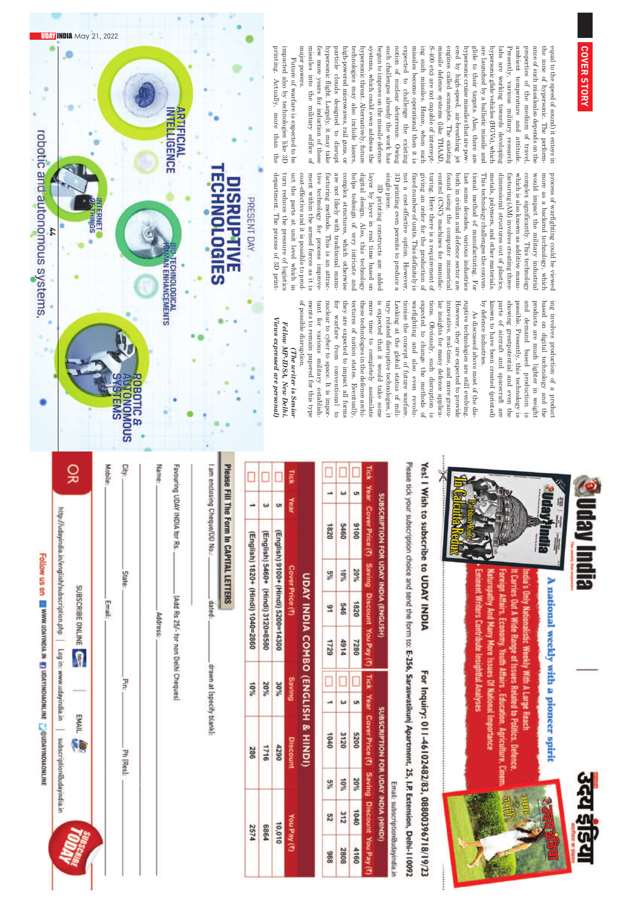equal to the speed of sound) it enters in the zone of hypersonic. The performance of such missiles also depends on the properties of the medium of travel, ambient temperature and altitude. Presently, various military research labs are working towards developing hypersonic glide vehicles (HGVs), which are launched by a ballistic missile and glide to their targets. Also, there are hypersonic cruise missiles that are powered by high-speed, air-breathing jet engines called scramjets. The existing missile defence systems (like THAAD, S-400 etc) are not capable of intercepting such missiles. Hence, when such missiles become operational then it is expected to challenge the existing notion of nuclear deterrence. Owing such challenges already the work has begun to improve on the missile defence systems, which could even address the hypersonic threat. Alternatively, future technologies may also include lasers, high-powered microwaves, rail guns, or particle clouds designed to disrupt hypersonic flight. Largely, it may take few more years for induction of these missiles into the military edifice of major powers.

Future of warfare is expected to be impacted also by technologies like 3D printing. Actually, more than the process of warfighting could be viewed more as a backend technology, which would impact the military industrial complex significantly. This technology which is also known as additive manufacturing (AM) involves creating three-dimensional structures out of plastics, metals, polymers, and other materials. This technology challenges the conventional method of manufacturing. For last some decades, various industries both in civilian and defence sector are found using the computer numerical control (CNC) machines for manufacturing. Here there is a requirement of giving an order for the production of fixed number of units. This definitely is not a cost-effective option. However, 3D printing even permits to produce a single piece.

3D printing constructs are added layer by layer in real time based on digital design. Also, this technology helps to design of very intricate and complex structures, which otherwise are not likely with traditional manufacturing methods. This is an attractive technology for process improvement within the armed forces as it is cost-effective and it is possible to product the parts at unit level which in turn reduces the pressure of logistics department. The process of 3D printing involves production of a product based on digital technology and the products are much lighter in weight and demand based production is possible. Presently, this technology is showing great potential and even the parts of aircraft and spacecraft are known to have been created (printed) by defence industries.

As discussed above most of the disruptive technologies are still evolving. However, they are expected to provide innovative, real-time, and more granular insights for many defence applications. Obviously, such disruption is expected to change the methods of warfighting and also even revolutionise the concept of future warfare. Looking at the global status of military-related disruptive technologies, it is expected that it would take some more time to completely assimilate these technologies in the defence architectures of nation states. Eventually, they are expected to impact all forms for warfare from conventional to nuclear to cyber to space. It is important for various military establishments to remain papered for this type of possible disruption.

*(The writer is Senior Fellow MP-IDSA, New Delhi. Views expressed are personal)*

PRESENT DAY
DISRUPTIVE TECHNOLOGIES
ARTIFICIAL INTELLIGENCE
INTERNET OF THINGS
BIO-TECHNOLOGICAL HUMAN ENHANCEMENTS
ROBOTIC & AUTONOMOUS SYSTEMS

robotic and autonomous systems,

---

## Uday India

**A national weekly with a pioneer spirit**

India's Only Nationalistic Weekly With A Large Reach
It Carries Out A Wide Range of Issues Related to Politics, Defence, Foreign Affairs, Economy, Youth Affairs, Education, Agriculture, Cinema, Naturopathy And Many More Issues Of National Importance
Eminent Writers Contribute Insightful Analyses

उदय इंडिया

**Yes! I Wish to subscribe to UDAY INDIA** — For Inquiry: 011-46102482/83, 08800396718/19/23

Please tick your subscription choice and send the form to: E-256, Saraswatikunj Apartment, 25, I.P. Extension, Delhi-110092

Email: subscription@udayindia.in

**SUBSCRIPTION FOR UDAY INDIA (ENGLISH)**

| Tick | Year | Cover Price (₹) | Saving | Discount | You Pay (₹) |
|---|---|---|---|---|---|
| | 5 | 9100 | 20% | 1820 | 7280 |
| | 3 | 5460 | 10% | 546 | 4914 |
| | 1 | 1820 | 5% | 91 | 1729 |

**SUBSCRIPTION FOR UDAY INDIA (HINDI)**

| Tick | Year | Cover Price (₹) | Saving | Discount | You Pay (₹) |
|---|---|---|---|---|---|
| | 5 | 5200 | 20% | 1040 | 4160 |
| | 3 | 3120 | 10% | 312 | 2808 |
| | 1 | 1040 | 5% | 52 | 988 |

**UDAY INDIA COMBO (ENGLISH & HINDI)**

| Tick | Year | Cover Price (₹) | Saving | Discount | You Pay (₹) |
|---|---|---|---|---|---|
| | 5 | (English) 9100+ (Hindi) 5200=14300 | 30% | 4290 | 10,010 |
| | 3 | (English) 5460+ (Hindi) 3120=8580 | 20% | 1716 | 6864 |
| | 1 | (English) 1820+ (Hindi) 1040=2860 | 10% | 286 | 2574 |

**Please Fill The Form In CAPITAL LETTERS**

I am enclosing Cheque/DD No.: __________ dated: __________ drawn at (specify bank): __________

Favouring UDAY INDIA for Rs. __________ (Add Rs 25/- for non Delhi Cheques)

Name: __________ Address: __________

City: __________ State: __________ Pin: __________ Ph (Res): __________

Mobile: __________ Email: __________

OR

SUBSCRIBE ONLINE — EMAIL

http://udayindia.in/english/subscription.php | Log in: www.udayindia.in | subscription@udayindia.in

SUBSCRIBE TODAY

Follow us on WWW.UDAYINDIA.IN UDAYINDIAONLINE @UDAYINDIAONLINE